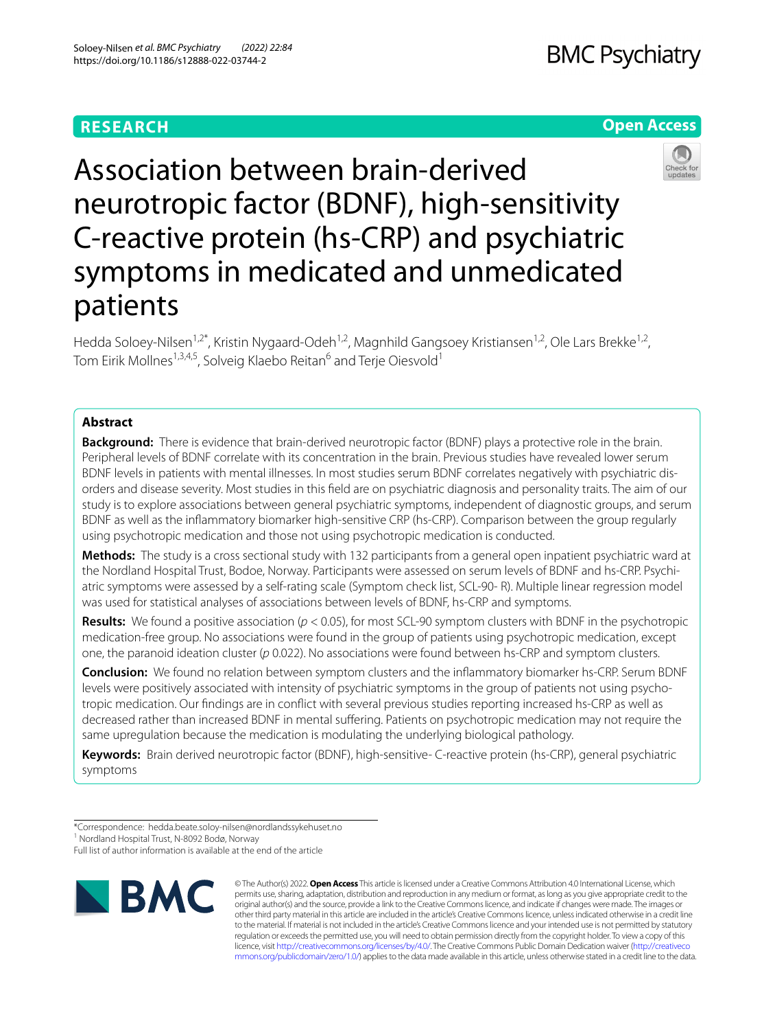RESEARCH

Open Access

# Association between brain-derived neurotropic factor (BDNF), high-sensitivity C-reactive protein (hs-CRP) and psychiatric symptoms in medicated and unmedicated patients

Hedda Soloey-Nilsen[1,2*], Kristin Nygaard-Odeh[1,2], Magnhild Gangsoey Kristiansen[1,2], Ole Lars Brekke[1,2], Tom Eirik Mollnes[1,3,4,5], Solveig Klaebo Reitan[6] and Terje Oiesvold[1]

## Abstract

**Background:** There is evidence that brain-derived neurotropic factor (BDNF) plays a protective role in the brain. Peripheral levels of BDNF correlate with its concentration in the brain. Previous studies have revealed lower serum BDNF levels in patients with mental illnesses. In most studies serum BDNF correlates negatively with psychiatric disorders and disease severity. Most studies in this field are on psychiatric diagnosis and personality traits. The aim of our study is to explore associations between general psychiatric symptoms, independent of diagnostic groups, and serum BDNF as well as the inflammatory biomarker high-sensitive CRP (hs-CRP). Comparison between the group regularly using psychotropic medication and those not using psychotropic medication is conducted.

**Methods:** The study is a cross sectional study with 132 participants from a general open inpatient psychiatric ward at the Nordland Hospital Trust, Bodoe, Norway. Participants were assessed on serum levels of BDNF and hs-CRP. Psychiatric symptoms were assessed by a self-rating scale (Symptom check list, SCL-90- R). Multiple linear regression model was used for statistical analyses of associations between levels of BDNF, hs-CRP and symptoms.

**Results:** We found a positive association ($p < 0.05$), for most SCL-90 symptom clusters with BDNF in the psychotropic medication-free group. No associations were found in the group of patients using psychotropic medication, except one, the paranoid ideation cluster ($p$ 0.022). No associations were found between hs-CRP and symptom clusters.

**Conclusion:** We found no relation between symptom clusters and the inflammatory biomarker hs-CRP. Serum BDNF levels were positively associated with intensity of psychiatric symptoms in the group of patients not using psychotropic medication. Our findings are in conflict with several previous studies reporting increased hs-CRP as well as decreased rather than increased BDNF in mental suffering. Patients on psychotropic medication may not require the same upregulation because the medication is modulating the underlying biological pathology.

**Keywords:** Brain derived neurotropic factor (BDNF), high-sensitive- C-reactive protein (hs-CRP), general psychiatric symptoms

*Correspondence: hedda.beate.soloy-nilsen@nordlandssykehuset.no
[1] Nordland Hospital Trust, N-8092 Bodø, Norway
Full list of author information is available at the end of the article

© The Author(s) 2022. **Open Access** This article is licensed under a Creative Commons Attribution 4.0 International License, which permits use, sharing, adaptation, distribution and reproduction in any medium or format, as long as you give appropriate credit to the original author(s) and the source, provide a link to the Creative Commons licence, and indicate if changes were made. The images or other third party material in this article are included in the article's Creative Commons licence, unless indicated otherwise in a credit line to the material. If material is not included in the article's Creative Commons licence and your intended use is not permitted by statutory regulation or exceeds the permitted use, you will need to obtain permission directly from the copyright holder. To view a copy of this licence, visit http://creativecommons.org/licenses/by/4.0/. The Creative Commons Public Domain Dedication waiver (http://creativecommons.org/publicdomain/zero/1.0/) applies to the data made available in this article, unless otherwise stated in a credit line to the data.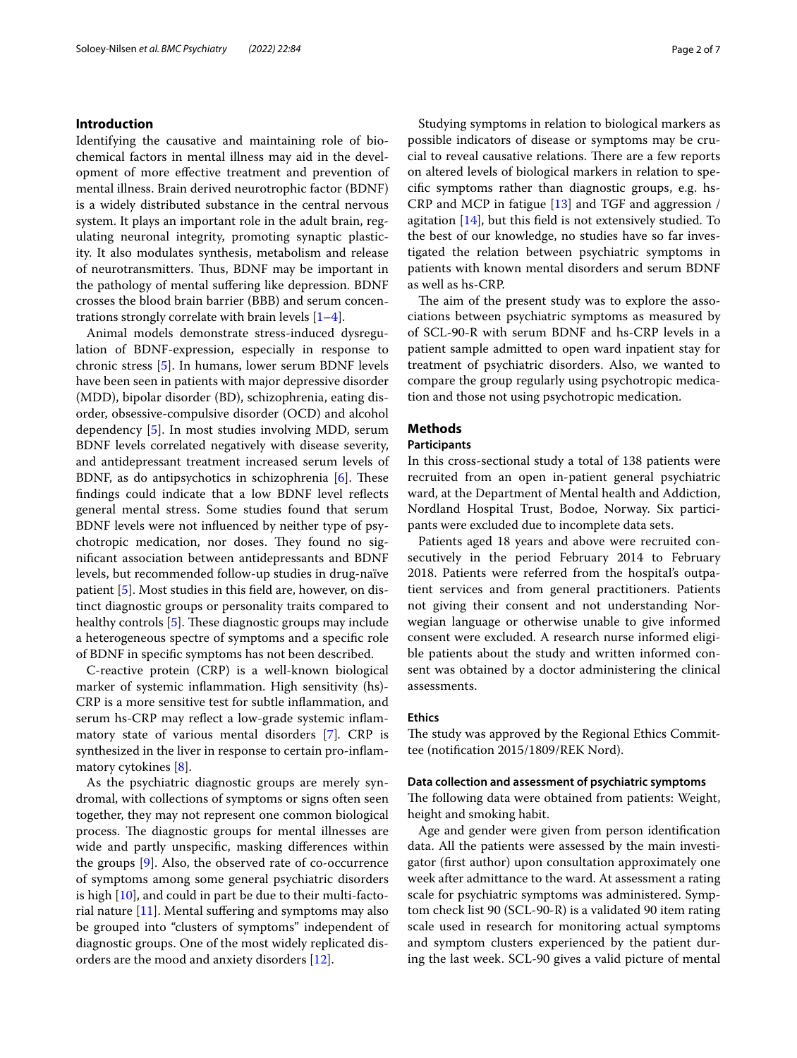## Introduction

Identifying the causative and maintaining role of biochemical factors in mental illness may aid in the development of more effective treatment and prevention of mental illness. Brain derived neurotrophic factor (BDNF) is a widely distributed substance in the central nervous system. It plays an important role in the adult brain, regulating neuronal integrity, promoting synaptic plasticity. It also modulates synthesis, metabolism and release of neurotransmitters. Thus, BDNF may be important in the pathology of mental suffering like depression. BDNF crosses the blood brain barrier (BBB) and serum concentrations strongly correlate with brain levels [1–4].

Animal models demonstrate stress-induced dysregulation of BDNF-expression, especially in response to chronic stress [5]. In humans, lower serum BDNF levels have been seen in patients with major depressive disorder (MDD), bipolar disorder (BD), schizophrenia, eating disorder, obsessive-compulsive disorder (OCD) and alcohol dependency [5]. In most studies involving MDD, serum BDNF levels correlated negatively with disease severity, and antidepressant treatment increased serum levels of BDNF, as do antipsychotics in schizophrenia [6]. These findings could indicate that a low BDNF level reflects general mental stress. Some studies found that serum BDNF levels were not influenced by neither type of psychotropic medication, nor doses. They found no significant association between antidepressants and BDNF levels, but recommended follow-up studies in drug-naïve patient [5]. Most studies in this field are, however, on distinct diagnostic groups or personality traits compared to healthy controls [5]. These diagnostic groups may include a heterogeneous spectre of symptoms and a specific role of BDNF in specific symptoms has not been described.

C-reactive protein (CRP) is a well-known biological marker of systemic inflammation. High sensitivity (hs)-CRP is a more sensitive test for subtle inflammation, and serum hs-CRP may reflect a low-grade systemic inflammatory state of various mental disorders [7]. CRP is synthesized in the liver in response to certain pro-inflammatory cytokines [8].

As the psychiatric diagnostic groups are merely syndromal, with collections of symptoms or signs often seen together, they may not represent one common biological process. The diagnostic groups for mental illnesses are wide and partly unspecific, masking differences within the groups [9]. Also, the observed rate of co-occurrence of symptoms among some general psychiatric disorders is high [10], and could in part be due to their multi-factorial nature [11]. Mental suffering and symptoms may also be grouped into "clusters of symptoms" independent of diagnostic groups. One of the most widely replicated disorders are the mood and anxiety disorders [12].

Studying symptoms in relation to biological markers as possible indicators of disease or symptoms may be crucial to reveal causative relations. There are a few reports on altered levels of biological markers in relation to specific symptoms rather than diagnostic groups, e.g. hs-CRP and MCP in fatigue [13] and TGF and aggression / agitation [14], but this field is not extensively studied. To the best of our knowledge, no studies have so far investigated the relation between psychiatric symptoms in patients with known mental disorders and serum BDNF as well as hs-CRP.

The aim of the present study was to explore the associations between psychiatric symptoms as measured by of SCL-90-R with serum BDNF and hs-CRP levels in a patient sample admitted to open ward inpatient stay for treatment of psychiatric disorders. Also, we wanted to compare the group regularly using psychotropic medication and those not using psychotropic medication.

## Methods

### Participants

In this cross-sectional study a total of 138 patients were recruited from an open in-patient general psychiatric ward, at the Department of Mental health and Addiction, Nordland Hospital Trust, Bodoe, Norway. Six participants were excluded due to incomplete data sets.

Patients aged 18 years and above were recruited consecutively in the period February 2014 to February 2018. Patients were referred from the hospital's outpatient services and from general practitioners. Patients not giving their consent and not understanding Norwegian language or otherwise unable to give informed consent were excluded. A research nurse informed eligible patients about the study and written informed consent was obtained by a doctor administering the clinical assessments.

### Ethics

The study was approved by the Regional Ethics Committee (notification 2015/1809/REK Nord).

### Data collection and assessment of psychiatric symptoms

The following data were obtained from patients: Weight, height and smoking habit.

Age and gender were given from person identification data. All the patients were assessed by the main investigator (first author) upon consultation approximately one week after admittance to the ward. At assessment a rating scale for psychiatric symptoms was administered. Symptom check list 90 (SCL-90-R) is a validated 90 item rating scale used in research for monitoring actual symptoms and symptom clusters experienced by the patient during the last week. SCL-90 gives a valid picture of mental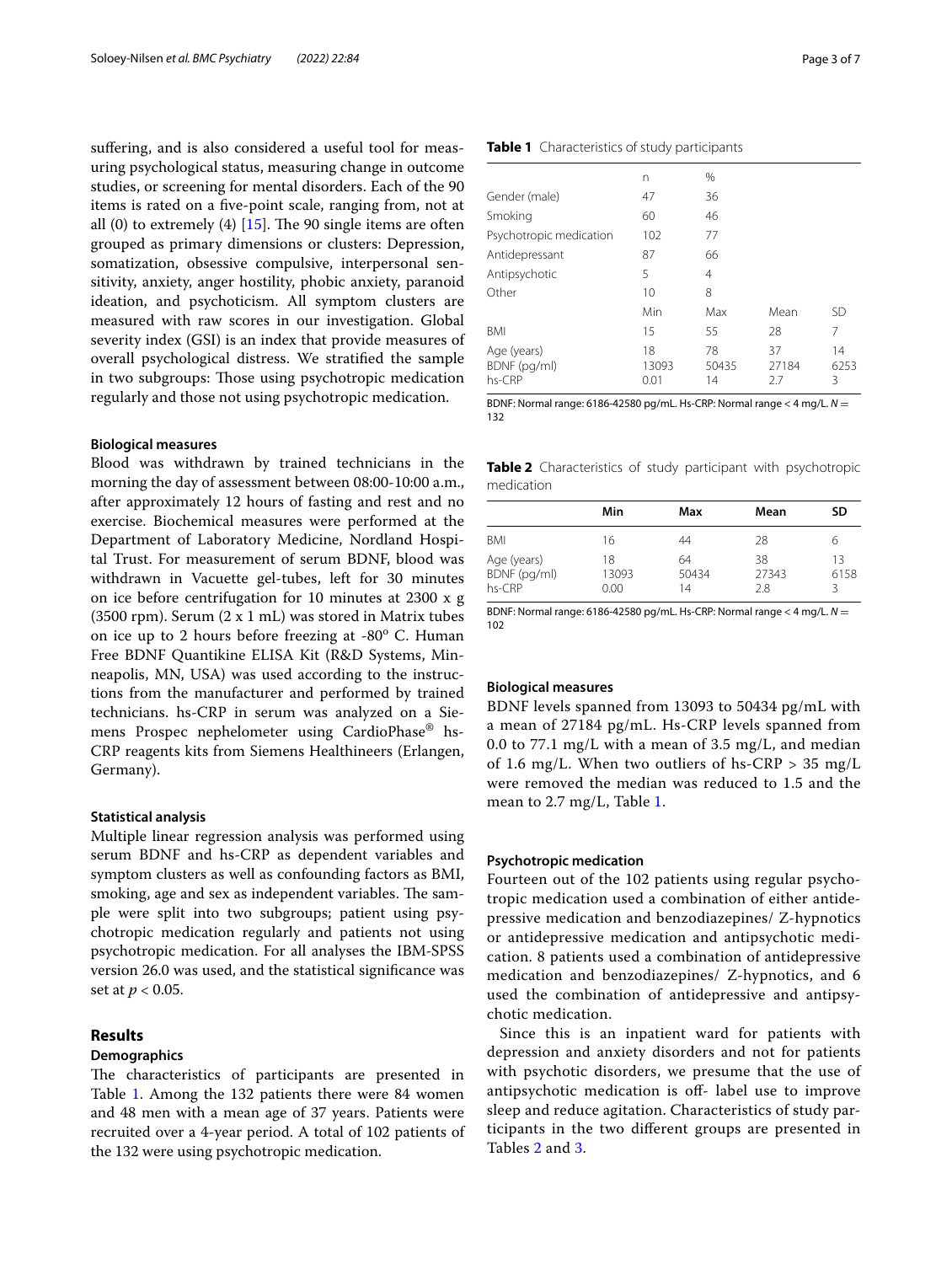suffering, and is also considered a useful tool for measuring psychological status, measuring change in outcome studies, or screening for mental disorders. Each of the 90 items is rated on a five-point scale, ranging from, not at all (0) to extremely (4) [15]. The 90 single items are often grouped as primary dimensions or clusters: Depression, somatization, obsessive compulsive, interpersonal sensitivity, anxiety, anger hostility, phobic anxiety, paranoid ideation, and psychoticism. All symptom clusters are measured with raw scores in our investigation. Global severity index (GSI) is an index that provide measures of overall psychological distress. We stratified the sample in two subgroups: Those using psychotropic medication regularly and those not using psychotropic medication.

### Biological measures

Blood was withdrawn by trained technicians in the morning the day of assessment between 08:00-10:00 a.m., after approximately 12 hours of fasting and rest and no exercise. Biochemical measures were performed at the Department of Laboratory Medicine, Nordland Hospital Trust. For measurement of serum BDNF, blood was withdrawn in Vacuette gel-tubes, left for 30 minutes on ice before centrifugation for 10 minutes at 2300 x g (3500 rpm). Serum (2 x 1 mL) was stored in Matrix tubes on ice up to 2 hours before freezing at -80º C. Human Free BDNF Quantikine ELISA Kit (R&D Systems, Minneapolis, MN, USA) was used according to the instructions from the manufacturer and performed by trained technicians. hs-CRP in serum was analyzed on a Siemens Prospec nephelometer using CardioPhase® hs-CRP reagents kits from Siemens Healthineers (Erlangen, Germany).

### Statistical analysis

Multiple linear regression analysis was performed using serum BDNF and hs-CRP as dependent variables and symptom clusters as well as confounding factors as BMI, smoking, age and sex as independent variables. The sample were split into two subgroups; patient using psychotropic medication regularly and patients not using psychotropic medication. For all analyses the IBM-SPSS version 26.0 was used, and the statistical significance was set at $p < 0.05$.

## Results

### Demographics

The characteristics of participants are presented in Table 1. Among the 132 patients there were 84 women and 48 men with a mean age of 37 years. Patients were recruited over a 4-year period. A total of 102 patients of the 132 were using psychotropic medication.

**Table 1** Characteristics of study participants

| | n | % | | |
|---|---|---|---|---|
| Gender (male) | 47 | 36 | | |
| Smoking | 60 | 46 | | |
| Psychotropic medication | 102 | 77 | | |
| Antidepressant | 87 | 66 | | |
| Antipsychotic | 5 | 4 | | |
| Other | 10 | 8 | | |
| | Min | Max | Mean | SD |
| BMI | 15 | 55 | 28 | 7 |
| Age (years) | 18 | 78 | 37 | 14 |
| BDNF (pg/ml) | 13093 | 50435 | 27184 | 6253 |
| hs-CRP | 0.01 | 14 | 2.7 | 3 |

BDNF: Normal range: 6186-42580 pg/mL. Hs-CRP: Normal range < 4 mg/L. $N = 132$

**Table 2** Characteristics of study participant with psychotropic medication

| | Min | Max | Mean | SD |
|---|---|---|---|---|
| BMI | 16 | 44 | 28 | 6 |
| Age (years) | 18 | 64 | 38 | 13 |
| BDNF (pg/ml) | 13093 | 50434 | 27343 | 6158 |
| hs-CRP | 0.00 | 14 | 2.8 | 3 |

BDNF: Normal range: 6186-42580 pg/mL. Hs-CRP: Normal range < 4 mg/L. $N = 102$

### Biological measures

BDNF levels spanned from 13093 to 50434 pg/mL with a mean of 27184 pg/mL. Hs-CRP levels spanned from 0.0 to 77.1 mg/L with a mean of 3.5 mg/L, and median of 1.6 mg/L. When two outliers of hs-CRP > 35 mg/L were removed the median was reduced to 1.5 and the mean to 2.7 mg/L, Table 1.

### Psychotropic medication

Fourteen out of the 102 patients using regular psychotropic medication used a combination of either antidepressive medication and benzodiazepines/ Z-hypnotics or antidepressive medication and antipsychotic medication. 8 patients used a combination of antidepressive medication and benzodiazepines/ Z-hypnotics, and 6 used the combination of antidepressive and antipsychotic medication.

Since this is an inpatient ward for patients with depression and anxiety disorders and not for patients with psychotic disorders, we presume that the use of antipsychotic medication is off- label use to improve sleep and reduce agitation. Characteristics of study participants in the two different groups are presented in Tables 2 and 3.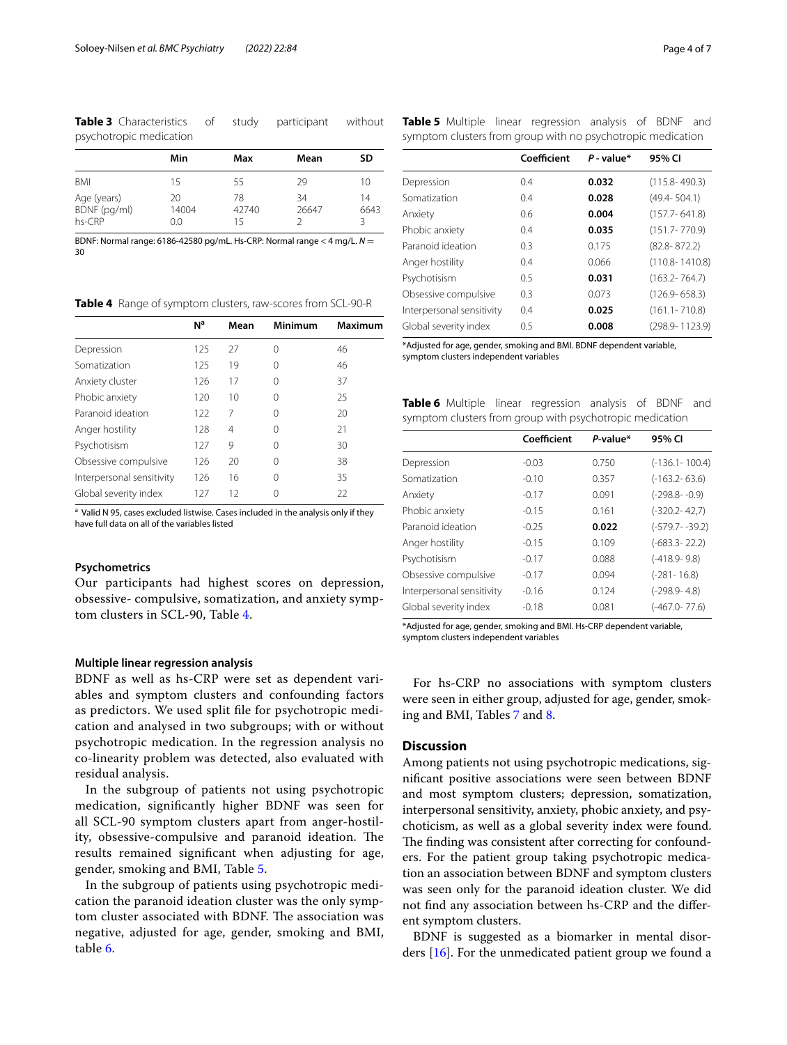**Table 3** Characteristics of study participant without psychotropic medication

| | Min | Max | Mean | SD |
|---|---|---|---|---|
| BMI | 15 | 55 | 29 | 10 |
| Age (years) | 20 | 78 | 34 | 14 |
| BDNF (pg/ml) | 14004 | 42740 | 26647 | 6643 |
| hs-CRP | 0.0 | 15 | 2 | 3 |

BDNF: Normal range: 6186-42580 pg/mL. Hs-CRP: Normal range < 4 mg/L. $N = 30$

**Table 4** Range of symptom clusters, raw-scores from SCL-90-R

| | N[a] | Mean | Minimum | Maximum |
|---|---|---|---|---|
| Depression | 125 | 27 | 0 | 46 |
| Somatization | 125 | 19 | 0 | 46 |
| Anxiety cluster | 126 | 17 | 0 | 37 |
| Phobic anxiety | 120 | 10 | 0 | 25 |
| Paranoid ideation | 122 | 7 | 0 | 20 |
| Anger hostility | 128 | 4 | 0 | 21 |
| Psychotisism | 127 | 9 | 0 | 30 |
| Obsessive compulsive | 126 | 20 | 0 | 38 |
| Interpersonal sensitivity | 126 | 16 | 0 | 35 |
| Global severity index | 127 | 12 | 0 | 22 |

[a] Valid N 95, cases excluded listwise. Cases included in the analysis only if they have full data on all of the variables listed

### Psychometrics

Our participants had highest scores on depression, obsessive- compulsive, somatization, and anxiety symptom clusters in SCL-90, Table 4.

### Multiple linear regression analysis

BDNF as well as hs-CRP were set as dependent variables and symptom clusters and confounding factors as predictors. We used split file for psychotropic medication and analysed in two subgroups; with or without psychotropic medication. In the regression analysis no co-linearity problem was detected, also evaluated with residual analysis.

In the subgroup of patients not using psychotropic medication, significantly higher BDNF was seen for all SCL-90 symptom clusters apart from anger-hostility, obsessive-compulsive and paranoid ideation. The results remained significant when adjusting for age, gender, smoking and BMI, Table 5.

In the subgroup of patients using psychotropic medication the paranoid ideation cluster was the only symptom cluster associated with BDNF. The association was negative, adjusted for age, gender, smoking and BMI, table 6.

**Table 5** Multiple linear regression analysis of BDNF and symptom clusters from group with no psychotropic medication

| | Coefficient | *P* - value* | 95% CI |
|---|---|---|---|
| Depression | 0.4 | **0.032** | (115.8- 490.3) |
| Somatization | 0.4 | **0.028** | (49.4- 504.1) |
| Anxiety | 0.6 | **0.004** | (157.7- 641.8) |
| Phobic anxiety | 0.4 | **0.035** | (151.7- 770.9) |
| Paranoid ideation | 0.3 | 0.175 | (82.8- 872.2) |
| Anger hostility | 0.4 | 0.066 | (110.8- 1410.8) |
| Psychotisism | 0.5 | **0.031** | (163.2- 764.7) |
| Obsessive compulsive | 0.3 | 0.073 | (126.9- 658.3) |
| Interpersonal sensitivity | 0.4 | **0.025** | (161.1- 710.8) |
| Global severity index | 0.5 | **0.008** | (298.9- 1123.9) |

*Adjusted for age, gender, smoking and BMI. BDNF dependent variable, symptom clusters independent variables

**Table 6** Multiple linear regression analysis of BDNF and symptom clusters from group with psychotropic medication

| | Coefficient | *P*-value* | 95% CI |
|---|---|---|---|
| Depression | -0.03 | 0.750 | (-136.1- 100.4) |
| Somatization | -0.10 | 0.357 | (-163.2- 63.6) |
| Anxiety | -0.17 | 0.091 | (-298.8- -0.9) |
| Phobic anxiety | -0.15 | 0.161 | (-320.2- 42,7) |
| Paranoid ideation | -0.25 | **0.022** | (-579.7- -39.2) |
| Anger hostility | -0.15 | 0.109 | (-683.3- 22.2) |
| Psychotisism | -0.17 | 0.088 | (-418.9- 9.8) |
| Obsessive compulsive | -0.17 | 0.094 | (-281- 16.8) |
| Interpersonal sensitivity | -0.16 | 0.124 | (-298.9- 4.8) |
| Global severity index | -0.18 | 0.081 | (-467.0- 77.6) |

*Adjusted for age, gender, smoking and BMI. Hs-CRP dependent variable, symptom clusters independent variables

For hs-CRP no associations with symptom clusters were seen in either group, adjusted for age, gender, smoking and BMI, Tables 7 and 8.

## Discussion

Among patients not using psychotropic medications, significant positive associations were seen between BDNF and most symptom clusters; depression, somatization, interpersonal sensitivity, anxiety, phobic anxiety, and psychoticism, as well as a global severity index were found. The finding was consistent after correcting for confounders. For the patient group taking psychotropic medication an association between BDNF and symptom clusters was seen only for the paranoid ideation cluster. We did not find any association between hs-CRP and the different symptom clusters.

BDNF is suggested as a biomarker in mental disorders [16]. For the unmedicated patient group we found a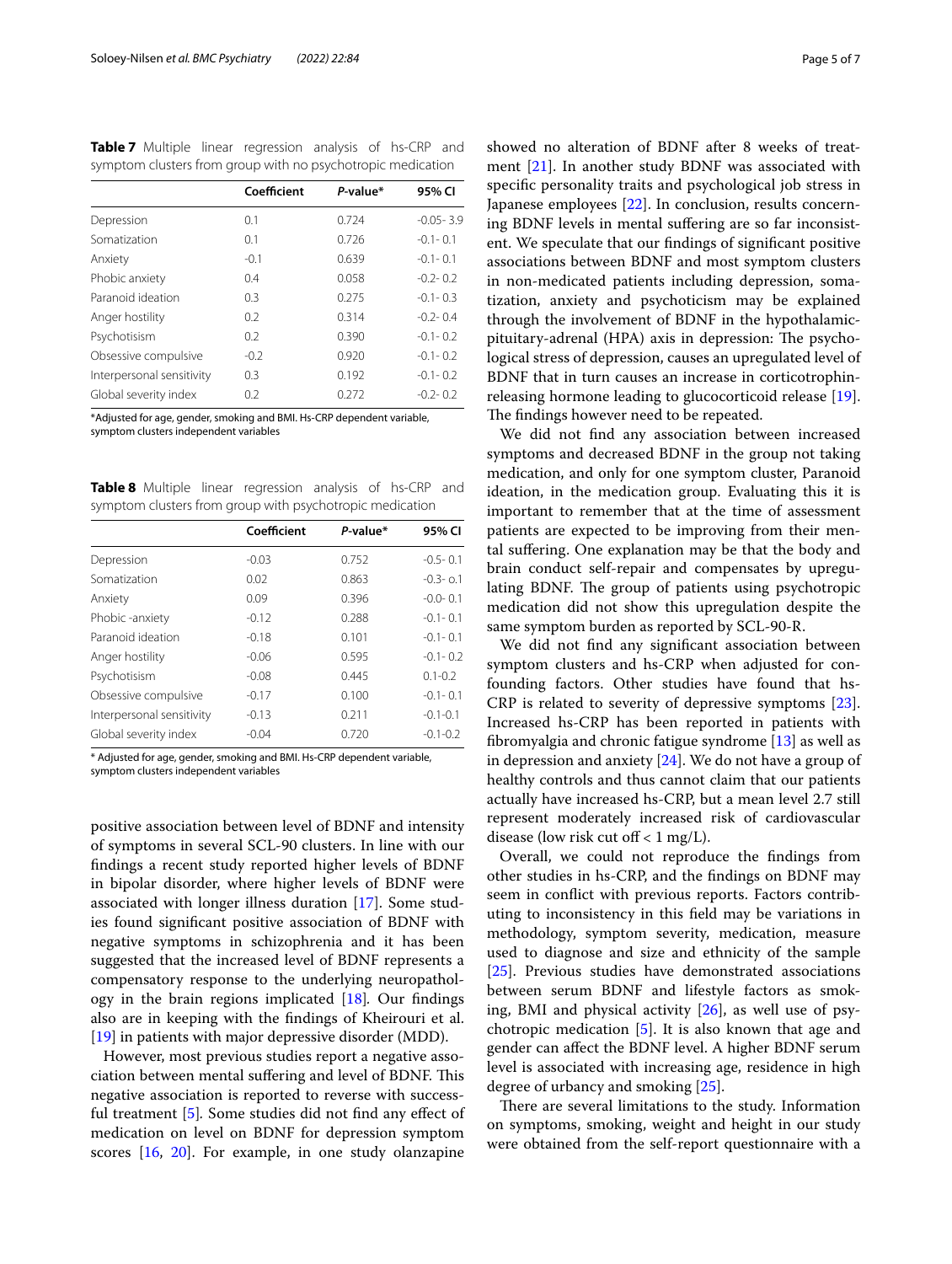**Table 7** Multiple linear regression analysis of hs-CRP and symptom clusters from group with no psychotropic medication

| | Coefficient | *P*-value* | 95% CI |
|---|---|---|---|
| Depression | 0.1 | 0.724 | -0.05- 3.9 |
| Somatization | 0.1 | 0.726 | -0.1- 0.1 |
| Anxiety | -0.1 | 0.639 | -0.1- 0.1 |
| Phobic anxiety | 0.4 | 0.058 | -0.2- 0.2 |
| Paranoid ideation | 0.3 | 0.275 | -0.1- 0.3 |
| Anger hostility | 0.2 | 0.314 | -0.2- 0.4 |
| Psychotisism | 0.2 | 0.390 | -0.1- 0.2 |
| Obsessive compulsive | -0.2 | 0.920 | -0.1- 0.2 |
| Interpersonal sensitivity | 0.3 | 0.192 | -0.1- 0.2 |
| Global severity index | 0.2 | 0.272 | -0.2- 0.2 |

*Adjusted for age, gender, smoking and BMI. Hs-CRP dependent variable, symptom clusters independent variables

**Table 8** Multiple linear regression analysis of hs-CRP and symptom clusters from group with psychotropic medication

| | Coefficient | *P*-value* | 95% CI |
|---|---|---|---|
| Depression | -0.03 | 0.752 | -0.5- 0.1 |
| Somatization | 0.02 | 0.863 | -0.3- o.1 |
| Anxiety | 0.09 | 0.396 | -0.0- 0.1 |
| Phobic -anxiety | -0.12 | 0.288 | -0.1- 0.1 |
| Paranoid ideation | -0.18 | 0.101 | -0.1- 0.1 |
| Anger hostility | -0.06 | 0.595 | -0.1- 0.2 |
| Psychotisism | -0.08 | 0.445 | 0.1-0.2 |
| Obsessive compulsive | -0.17 | 0.100 | -0.1- 0.1 |
| Interpersonal sensitivity | -0.13 | 0.211 | -0.1-0.1 |
| Global severity index | -0.04 | 0.720 | -0.1-0.2 |

* Adjusted for age, gender, smoking and BMI. Hs-CRP dependent variable, symptom clusters independent variables

positive association between level of BDNF and intensity of symptoms in several SCL-90 clusters. In line with our findings a recent study reported higher levels of BDNF in bipolar disorder, where higher levels of BDNF were associated with longer illness duration [17]. Some studies found significant positive association of BDNF with negative symptoms in schizophrenia and it has been suggested that the increased level of BDNF represents a compensatory response to the underlying neuropathology in the brain regions implicated [18]. Our findings also are in keeping with the findings of Kheirouri et al. [19] in patients with major depressive disorder (MDD).

However, most previous studies report a negative association between mental suffering and level of BDNF. This negative association is reported to reverse with successful treatment [5]. Some studies did not find any effect of medication on level on BDNF for depression symptom scores [16, 20]. For example, in one study olanzapine showed no alteration of BDNF after 8 weeks of treatment [21]. In another study BDNF was associated with specific personality traits and psychological job stress in Japanese employees [22]. In conclusion, results concerning BDNF levels in mental suffering are so far inconsistent. We speculate that our findings of significant positive associations between BDNF and most symptom clusters in non-medicated patients including depression, somatization, anxiety and psychoticism may be explained through the involvement of BDNF in the hypothalamic-pituitary-adrenal (HPA) axis in depression: The psychological stress of depression, causes an upregulated level of BDNF that in turn causes an increase in corticotrophin-releasing hormone leading to glucocorticoid release [19]. The findings however need to be repeated.

We did not find any association between increased symptoms and decreased BDNF in the group not taking medication, and only for one symptom cluster, Paranoid ideation, in the medication group. Evaluating this it is important to remember that at the time of assessment patients are expected to be improving from their mental suffering. One explanation may be that the body and brain conduct self-repair and compensates by upregulating BDNF. The group of patients using psychotropic medication did not show this upregulation despite the same symptom burden as reported by SCL-90-R.

We did not find any significant association between symptom clusters and hs-CRP when adjusted for confounding factors. Other studies have found that hs-CRP is related to severity of depressive symptoms [23]. Increased hs-CRP has been reported in patients with fibromyalgia and chronic fatigue syndrome [13] as well as in depression and anxiety [24]. We do not have a group of healthy controls and thus cannot claim that our patients actually have increased hs-CRP, but a mean level 2.7 still represent moderately increased risk of cardiovascular disease (low risk cut off < 1 mg/L).

Overall, we could not reproduce the findings from other studies in hs-CRP, and the findings on BDNF may seem in conflict with previous reports. Factors contributing to inconsistency in this field may be variations in methodology, symptom severity, medication, measure used to diagnose and size and ethnicity of the sample [25]. Previous studies have demonstrated associations between serum BDNF and lifestyle factors as smoking, BMI and physical activity [26], as well use of psychotropic medication [5]. It is also known that age and gender can affect the BDNF level. A higher BDNF serum level is associated with increasing age, residence in high degree of urbancy and smoking [25].

There are several limitations to the study. Information on symptoms, smoking, weight and height in our study were obtained from the self-report questionnaire with a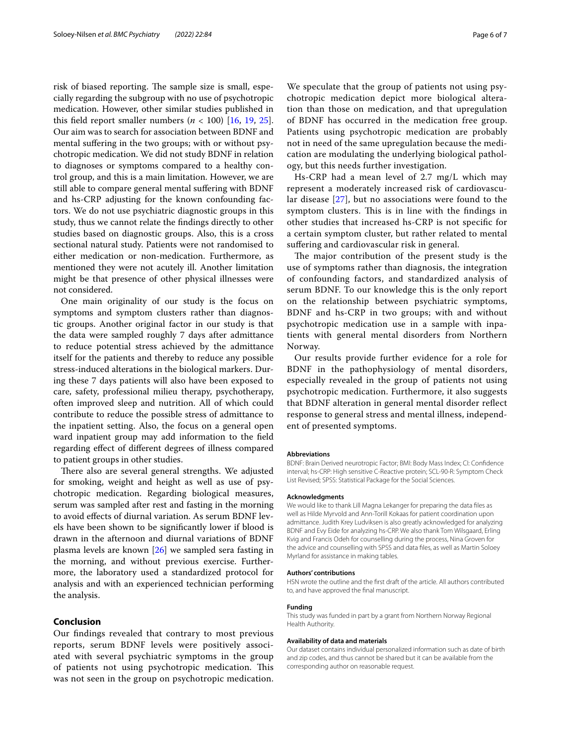risk of biased reporting. The sample size is small, especially regarding the subgroup with no use of psychotropic medication. However, other similar studies published in this field report smaller numbers ($n$ < 100) [16, 19, 25]. Our aim was to search for association between BDNF and mental suffering in the two groups; with or without psychotropic medication. We did not study BDNF in relation to diagnoses or symptoms compared to a healthy control group, and this is a main limitation. However, we are still able to compare general mental suffering with BDNF and hs-CRP adjusting for the known confounding factors. We do not use psychiatric diagnostic groups in this study, thus we cannot relate the findings directly to other studies based on diagnostic groups. Also, this is a cross sectional natural study. Patients were not randomised to either medication or non-medication. Furthermore, as mentioned they were not acutely ill. Another limitation might be that presence of other physical illnesses were not considered.

One main originality of our study is the focus on symptoms and symptom clusters rather than diagnostic groups. Another original factor in our study is that the data were sampled roughly 7 days after admittance to reduce potential stress achieved by the admittance itself for the patients and thereby to reduce any possible stress-induced alterations in the biological markers. During these 7 days patients will also have been exposed to care, safety, professional milieu therapy, psychotherapy, often improved sleep and nutrition. All of which could contribute to reduce the possible stress of admittance to the inpatient setting. Also, the focus on a general open ward inpatient group may add information to the field regarding effect of different degrees of illness compared to patient groups in other studies.

There also are several general strengths. We adjusted for smoking, weight and height as well as use of psychotropic medication. Regarding biological measures, serum was sampled after rest and fasting in the morning to avoid effects of diurnal variation. As serum BDNF levels have been shown to be significantly lower if blood is drawn in the afternoon and diurnal variations of BDNF plasma levels are known [26] we sampled sera fasting in the morning, and without previous exercise. Furthermore, the laboratory used a standardized protocol for analysis and with an experienced technician performing the analysis.

## Conclusion

Our findings revealed that contrary to most previous reports, serum BDNF levels were positively associated with several psychiatric symptoms in the group of patients not using psychotropic medication. This was not seen in the group on psychotropic medication. We speculate that the group of patients not using psychotropic medication depict more biological alteration than those on medication, and that upregulation of BDNF has occurred in the medication free group. Patients using psychotropic medication are probably not in need of the same upregulation because the medication are modulating the underlying biological pathology, but this needs further investigation.

Hs-CRP had a mean level of 2.7 mg/L which may represent a moderately increased risk of cardiovascular disease [27], but no associations were found to the symptom clusters. This is in line with the findings in other studies that increased hs-CRP is not specific for a certain symptom cluster, but rather related to mental suffering and cardiovascular risk in general.

The major contribution of the present study is the use of symptoms rather than diagnosis, the integration of confounding factors, and standardized analysis of serum BDNF. To our knowledge this is the only report on the relationship between psychiatric symptoms, BDNF and hs-CRP in two groups; with and without psychotropic medication use in a sample with inpatients with general mental disorders from Northern Norway.

Our results provide further evidence for a role for BDNF in the pathophysiology of mental disorders, especially revealed in the group of patients not using psychotropic medication. Furthermore, it also suggests that BDNF alteration in general mental disorder reflect response to general stress and mental illness, independent of presented symptoms.

#### Abbreviations

BDNF: Brain Derived neurotropic Factor; BMI: Body Mass Index; CI: Confidence interval; hs-CRP: High sensitive C-Reactive protein; SCL-90-R: Symptom Check List Revised; SPSS: Statistical Package for the Social Sciences.

#### Acknowledgments

We would like to thank Lill Magna Lekanger for preparing the data files as well as Hilde Myrvold and Ann-Torill Kokaas for patient coordination upon admittance. Judith Krey Ludviksen is also greatly acknowledged for analyzing BDNF and Evy Eide for analyzing hs-CRP. We also thank Tom Wilsgaard, Erling Kvig and Francis Odeh for counselling during the process, Nina Groven for the advice and counselling with SPSS and data files, as well as Martin Soloey Myrland for assistance in making tables.

#### Authors' contributions

HSN wrote the outline and the first draft of the article. All authors contributed to, and have approved the final manuscript.

#### Funding

This study was funded in part by a grant from Northern Norway Regional Health Authority.

#### Availability of data and materials

Our dataset contains individual personalized information such as date of birth and zip codes, and thus cannot be shared but it can be available from the corresponding author on reasonable request.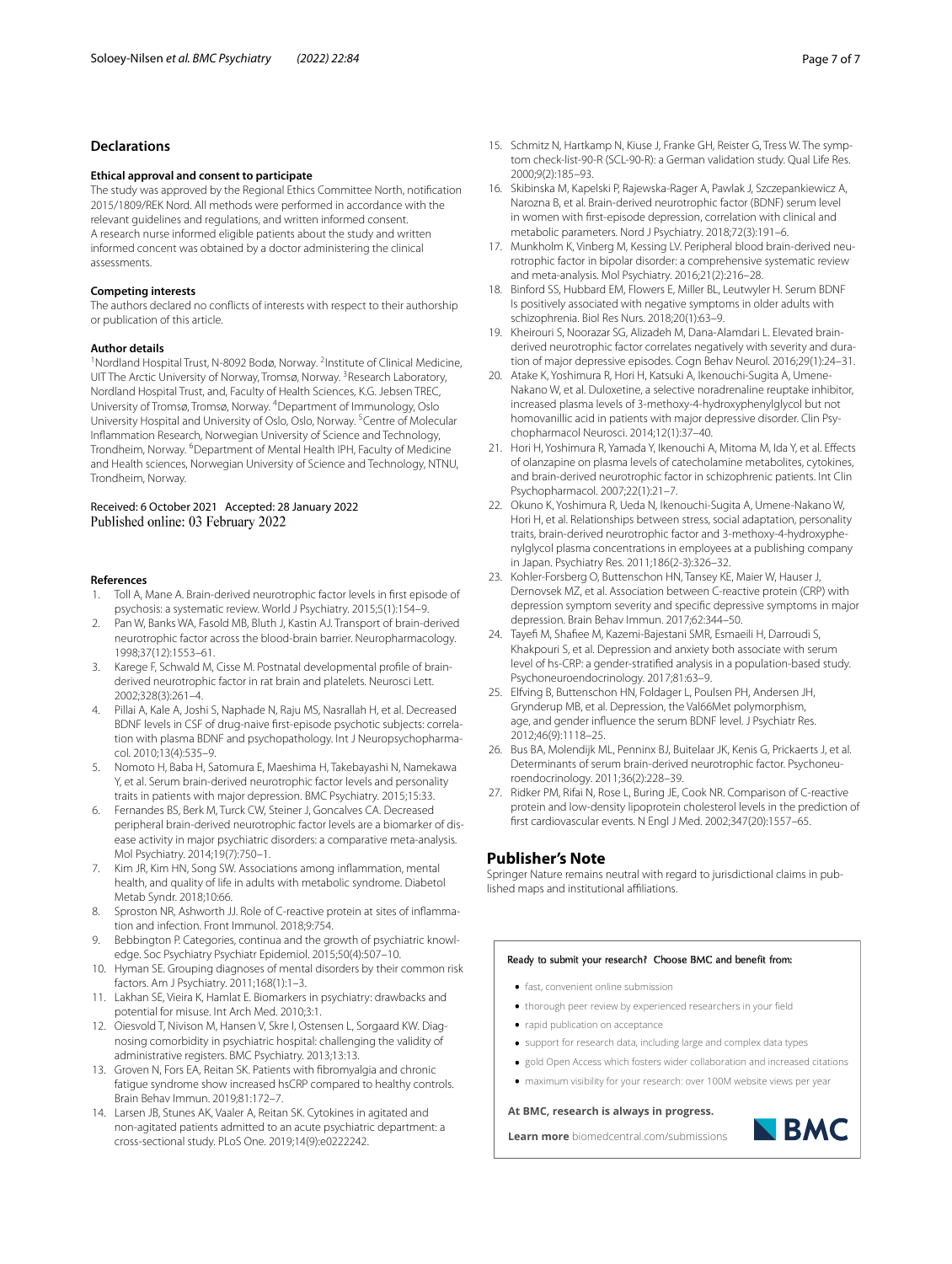## Declarations

### Ethical approval and consent to participate

The study was approved by the Regional Ethics Committee North, notification 2015/1809/REK Nord. All methods were performed in accordance with the relevant guidelines and regulations, and written informed consent.
A research nurse informed eligible patients about the study and written informed concent was obtained by a doctor administering the clinical assessments.

### Competing interests

The authors declared no conflicts of interests with respect to their authorship or publication of this article.

### Author details

[1]Nordland Hospital Trust, N-8092 Bodø, Norway. [2]Institute of Clinical Medicine, UIT The Arctic University of Norway, Tromsø, Norway. [3]Research Laboratory, Nordland Hospital Trust, and, Faculty of Health Sciences, K.G. Jebsen TREC, University of Tromsø, Tromsø, Norway. [4]Department of Immunology, Oslo University Hospital and University of Oslo, Oslo, Norway. [5]Centre of Molecular Inflammation Research, Norwegian University of Science and Technology, Trondheim, Norway. [6]Department of Mental Health IPH, Faculty of Medicine and Health sciences, Norwegian University of Science and Technology, NTNU, Trondheim, Norway.

Received: 6 October 2021 Accepted: 28 January 2022
Published online: 03 February 2022

### References

1. Toll A, Mane A. Brain-derived neurotrophic factor levels in first episode of psychosis: a systematic review. World J Psychiatry. 2015;5(1):154–9.
2. Pan W, Banks WA, Fasold MB, Bluth J, Kastin AJ. Transport of brain-derived neurotrophic factor across the blood-brain barrier. Neuropharmacology. 1998;37(12):1553–61.
3. Karege F, Schwald M, Cisse M. Postnatal developmental profile of brain-derived neurotrophic factor in rat brain and platelets. Neurosci Lett. 2002;328(3):261–4.
4. Pillai A, Kale A, Joshi S, Naphade N, Raju MS, Nasrallah H, et al. Decreased BDNF levels in CSF of drug-naive first-episode psychotic subjects: correlation with plasma BDNF and psychopathology. Int J Neuropsychopharmacol. 2010;13(4):535–9.
5. Nomoto H, Baba H, Satomura E, Maeshima H, Takebayashi N, Namekawa Y, et al. Serum brain-derived neurotrophic factor levels and personality traits in patients with major depression. BMC Psychiatry. 2015;15:33.
6. Fernandes BS, Berk M, Turck CW, Steiner J, Goncalves CA. Decreased peripheral brain-derived neurotrophic factor levels are a biomarker of disease activity in major psychiatric disorders: a comparative meta-analysis. Mol Psychiatry. 2014;19(7):750–1.
7. Kim JR, Kim HN, Song SW. Associations among inflammation, mental health, and quality of life in adults with metabolic syndrome. Diabetol Metab Syndr. 2018;10:66.
8. Sproston NR, Ashworth JJ. Role of C-reactive protein at sites of inflammation and infection. Front Immunol. 2018;9:754.
9. Bebbington P. Categories, continua and the growth of psychiatric knowledge. Soc Psychiatry Psychiatr Epidemiol. 2015;50(4):507–10.
10. Hyman SE. Grouping diagnoses of mental disorders by their common risk factors. Am J Psychiatry. 2011;168(1):1–3.
11. Lakhan SE, Vieira K, Hamlat E. Biomarkers in psychiatry: drawbacks and potential for misuse. Int Arch Med. 2010;3:1.
12. Oiesvold T, Nivison M, Hansen V, Skre I, Ostensen L, Sorgaard KW. Diagnosing comorbidity in psychiatric hospital: challenging the validity of administrative registers. BMC Psychiatry. 2013;13:13.
13. Groven N, Fors EA, Reitan SK. Patients with fibromyalgia and chronic fatigue syndrome show increased hsCRP compared to healthy controls. Brain Behav Immun. 2019;81:172–7.
14. Larsen JB, Stunes AK, Vaaler A, Reitan SK. Cytokines in agitated and non-agitated patients admitted to an acute psychiatric department: a cross-sectional study. PLoS One. 2019;14(9):e0222242.
15. Schmitz N, Hartkamp N, Kiuse J, Franke GH, Reister G, Tress W. The symptom check-list-90-R (SCL-90-R): a German validation study. Qual Life Res. 2000;9(2):185–93.
16. Skibinska M, Kapelski P, Rajewska-Rager A, Pawlak J, Szczepankiewicz A, Narozna B, et al. Brain-derived neurotrophic factor (BDNF) serum level in women with first-episode depression, correlation with clinical and metabolic parameters. Nord J Psychiatry. 2018;72(3):191–6.
17. Munkholm K, Vinberg M, Kessing LV. Peripheral blood brain-derived neurotrophic factor in bipolar disorder: a comprehensive systematic review and meta-analysis. Mol Psychiatry. 2016;21(2):216–28.
18. Binford SS, Hubbard EM, Flowers E, Miller BL, Leutwyler H. Serum BDNF Is positively associated with negative symptoms in older adults with schizophrenia. Biol Res Nurs. 2018;20(1):63–9.
19. Kheirouri S, Noorazar SG, Alizadeh M, Dana-Alamdari L. Elevated brain-derived neurotrophic factor correlates negatively with severity and duration of major depressive episodes. Cogn Behav Neurol. 2016;29(1):24–31.
20. Atake K, Yoshimura R, Hori H, Katsuki A, Ikenouchi-Sugita A, Umene-Nakano W, et al. Duloxetine, a selective noradrenaline reuptake inhibitor, increased plasma levels of 3-methoxy-4-hydroxyphenylglycol but not homovanillic acid in patients with major depressive disorder. Clin Psychopharmacol Neurosci. 2014;12(1):37–40.
21. Hori H, Yoshimura R, Yamada Y, Ikenouchi A, Mitoma M, Ida Y, et al. Effects of olanzapine on plasma levels of catecholamine metabolites, cytokines, and brain-derived neurotrophic factor in schizophrenic patients. Int Clin Psychopharmacol. 2007;22(1):21–7.
22. Okuno K, Yoshimura R, Ueda N, Ikenouchi-Sugita A, Umene-Nakano W, Hori H, et al. Relationships between stress, social adaptation, personality traits, brain-derived neurotrophic factor and 3-methoxy-4-hydroxyphenylglycol plasma concentrations in employees at a publishing company in Japan. Psychiatry Res. 2011;186(2-3):326–32.
23. Kohler-Forsberg O, Buttenschon HN, Tansey KE, Maier W, Hauser J, Dernovsek MZ, et al. Association between C-reactive protein (CRP) with depression symptom severity and specific depressive symptoms in major depression. Brain Behav Immun. 2017;62:344–50.
24. Tayefi M, Shafiee M, Kazemi-Bajestani SMR, Esmaeili H, Darroudi S, Khakpouri S, et al. Depression and anxiety both associate with serum level of hs-CRP: a gender-stratified analysis in a population-based study. Psychoneuroendocrinology. 2017;81:63–9.
25. Elfving B, Buttenschon HN, Foldager L, Poulsen PH, Andersen JH, Grynderup MB, et al. Depression, the Val66Met polymorphism, age, and gender influence the serum BDNF level. J Psychiatr Res. 2012;46(9):1118–25.
26. Bus BA, Molendijk ML, Penninx BJ, Buitelaar JK, Kenis G, Prickaerts J, et al. Determinants of serum brain-derived neurotrophic factor. Psychoneuroendocrinology. 2011;36(2):228–39.
27. Ridker PM, Rifai N, Rose L, Buring JE, Cook NR. Comparison of C-reactive protein and low-density lipoprotein cholesterol levels in the prediction of first cardiovascular events. N Engl J Med. 2002;347(20):1557–65.

## Publisher's Note

Springer Nature remains neutral with regard to jurisdictional claims in published maps and institutional affiliations.

Ready to submit your research? Choose BMC and benefit from:

- fast, convenient online submission
- thorough peer review by experienced researchers in your field
- rapid publication on acceptance
- support for research data, including large and complex data types
- gold Open Access which fosters wider collaboration and increased citations
- maximum visibility for your research: over 100M website views per year

**At BMC, research is always in progress.**

**Learn more** biomedcentral.com/submissions